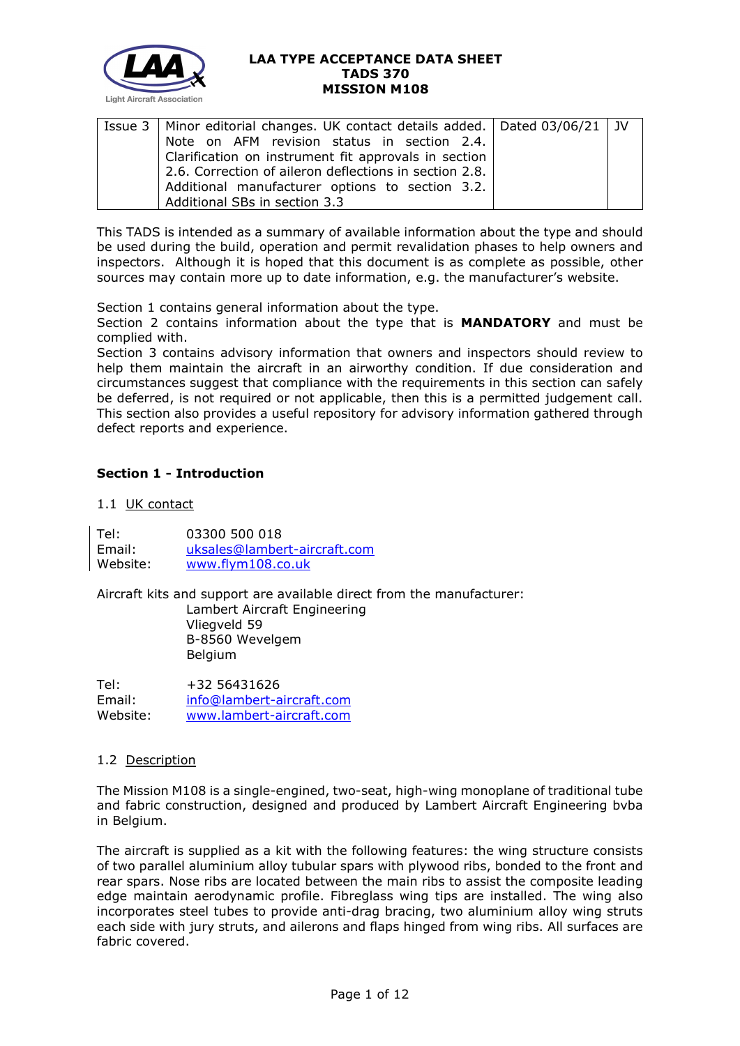# LAA TYPE ACCEPTANCE DATA SHEET
## TADS 370
## MISSION M108

| Issue 3 | Minor editorial changes. UK contact details added. Note on AFM revision status in section 2.4. Clarification on instrument fit approvals in section 2.6. Correction of aileron deflections in section 2.8. Additional manufacturer options to section 3.2. Additional SBs in section 3.3 | Dated 03/06/21 | JV |
|---|---|---|---|

This TADS is intended as a summary of available information about the type and should be used during the build, operation and permit revalidation phases to help owners and inspectors. Although it is hoped that this document is as complete as possible, other sources may contain more up to date information, e.g. the manufacturer's website.

Section 1 contains general information about the type.
Section 2 contains information about the type that is **MANDATORY** and must be complied with.
Section 3 contains advisory information that owners and inspectors should review to help them maintain the aircraft in an airworthy condition. If due consideration and circumstances suggest that compliance with the requirements in this section can safely be deferred, is not required or not applicable, then this is a permitted judgement call. This section also provides a useful repository for advisory information gathered through defect reports and experience.

### Section 1 - Introduction

1.1 UK contact

Tel: 03300 500 018
Email: uksales@lambert-aircraft.com
Website: www.flym108.co.uk

Aircraft kits and support are available direct from the manufacturer:

Lambert Aircraft Engineering
Vliegveld 59
B-8560 Wevelgem
Belgium

Tel: +32 56431626
Email: info@lambert-aircraft.com
Website: www.lambert-aircraft.com

1.2 Description

The Mission M108 is a single-engined, two-seat, high-wing monoplane of traditional tube and fabric construction, designed and produced by Lambert Aircraft Engineering bvba in Belgium.

The aircraft is supplied as a kit with the following features: the wing structure consists of two parallel aluminium alloy tubular spars with plywood ribs, bonded to the front and rear spars. Nose ribs are located between the main ribs to assist the composite leading edge maintain aerodynamic profile. Fibreglass wing tips are installed. The wing also incorporates steel tubes to provide anti-drag bracing, two aluminium alloy wing struts each side with jury struts, and ailerons and flaps hinged from wing ribs. All surfaces are fabric covered.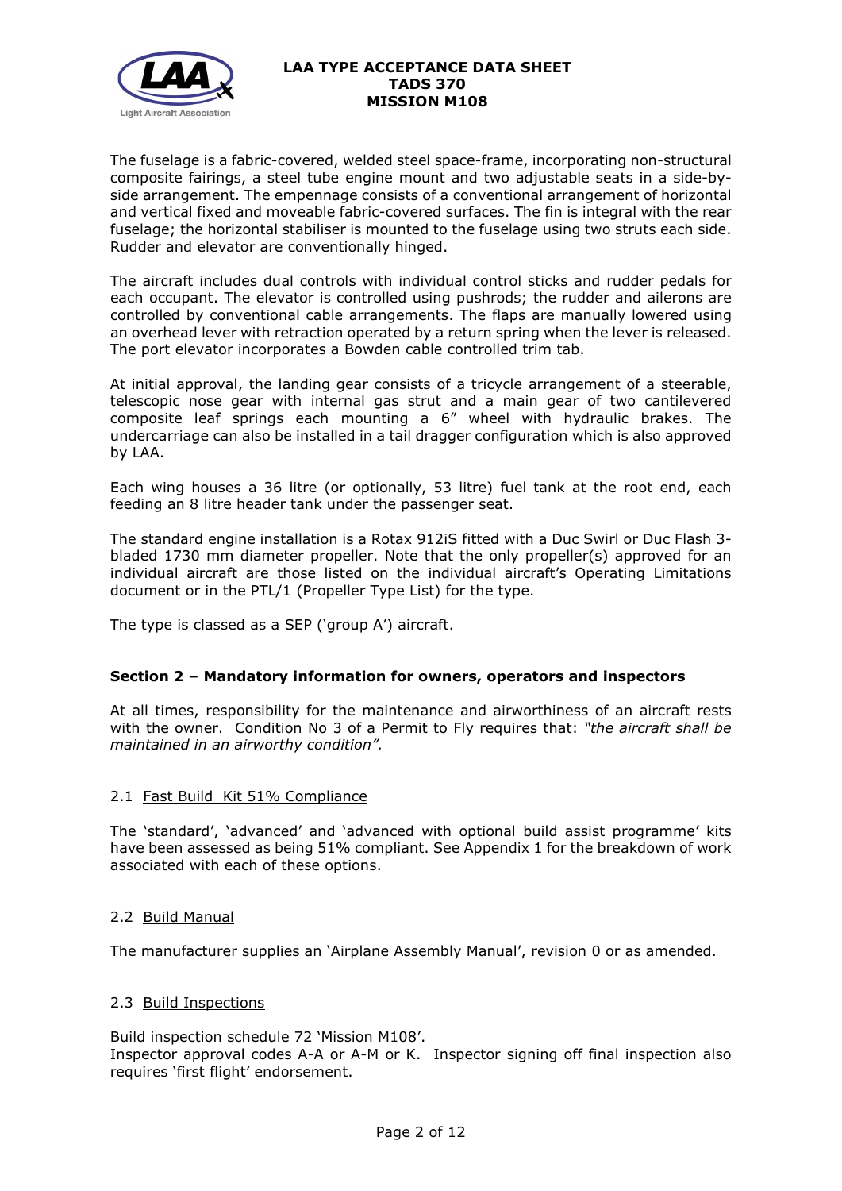The fuselage is a fabric-covered, welded steel space-frame, incorporating non-structural composite fairings, a steel tube engine mount and two adjustable seats in a side-by-side arrangement. The empennage consists of a conventional arrangement of horizontal and vertical fixed and moveable fabric-covered surfaces. The fin is integral with the rear fuselage; the horizontal stabiliser is mounted to the fuselage using two struts each side. Rudder and elevator are conventionally hinged.

The aircraft includes dual controls with individual control sticks and rudder pedals for each occupant. The elevator is controlled using pushrods; the rudder and ailerons are controlled by conventional cable arrangements. The flaps are manually lowered using an overhead lever with retraction operated by a return spring when the lever is released. The port elevator incorporates a Bowden cable controlled trim tab.

At initial approval, the landing gear consists of a tricycle arrangement of a steerable, telescopic nose gear with internal gas strut and a main gear of two cantilevered composite leaf springs each mounting a 6" wheel with hydraulic brakes. The undercarriage can also be installed in a tail dragger configuration which is also approved by LAA.

Each wing houses a 36 litre (or optionally, 53 litre) fuel tank at the root end, each feeding an 8 litre header tank under the passenger seat.

The standard engine installation is a Rotax 912iS fitted with a Duc Swirl or Duc Flash 3-bladed 1730 mm diameter propeller. Note that the only propeller(s) approved for an individual aircraft are those listed on the individual aircraft's Operating Limitations document or in the PTL/1 (Propeller Type List) for the type.

The type is classed as a SEP ('group A') aircraft.

## Section 2 – Mandatory information for owners, operators and inspectors

At all times, responsibility for the maintenance and airworthiness of an aircraft rests with the owner. Condition No 3 of a Permit to Fly requires that: *"the aircraft shall be maintained in an airworthy condition".*

### 2.1 Fast Build Kit 51% Compliance

The 'standard', 'advanced' and 'advanced with optional build assist programme' kits have been assessed as being 51% compliant. See Appendix 1 for the breakdown of work associated with each of these options.

### 2.2 Build Manual

The manufacturer supplies an 'Airplane Assembly Manual', revision 0 or as amended.

### 2.3 Build Inspections

Build inspection schedule 72 'Mission M108'.
Inspector approval codes A-A or A-M or K. Inspector signing off final inspection also requires 'first flight' endorsement.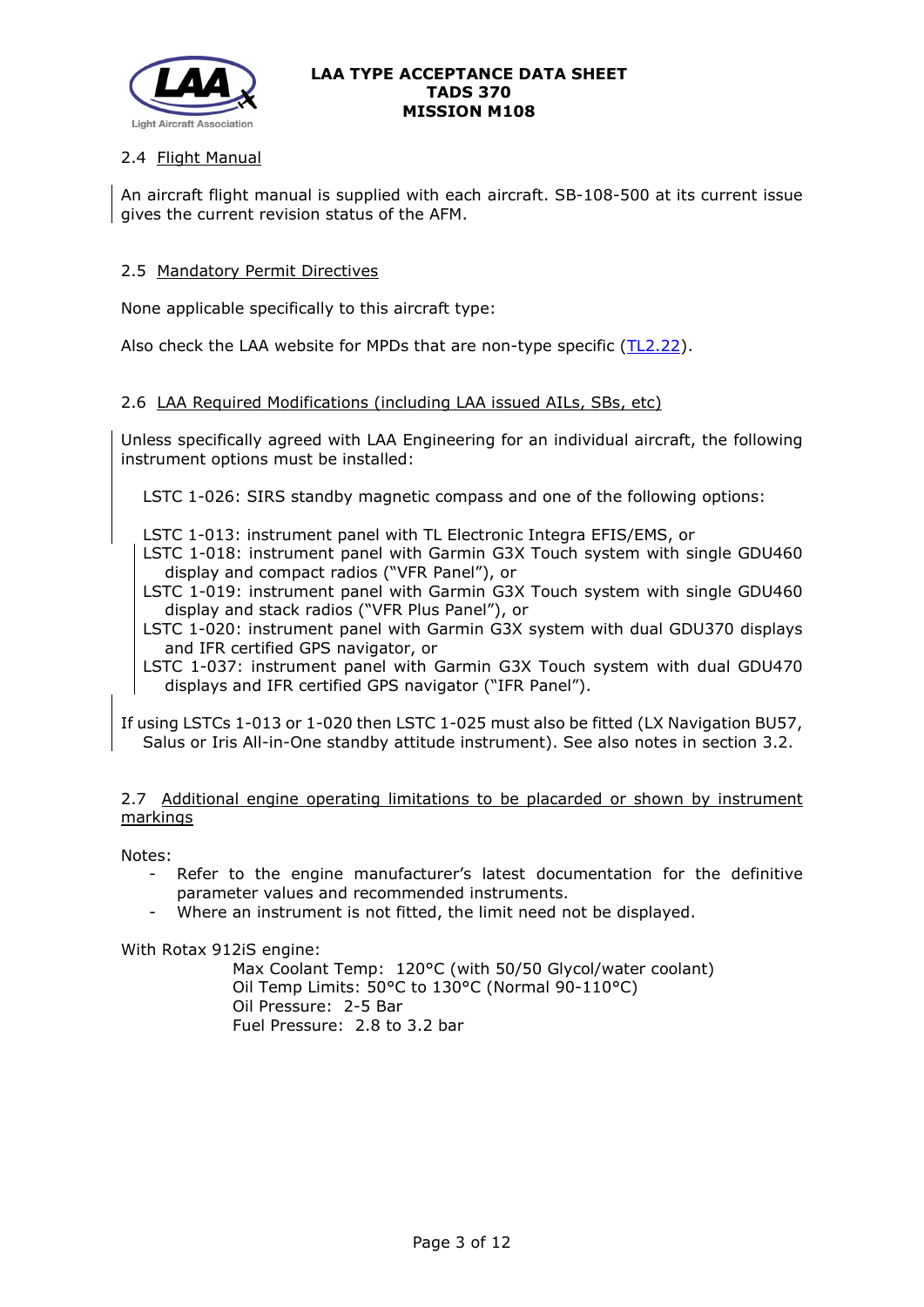## 2.4 Flight Manual

An aircraft flight manual is supplied with each aircraft. SB-108-500 at its current issue gives the current revision status of the AFM.

## 2.5 Mandatory Permit Directives

None applicable specifically to this aircraft type:

Also check the LAA website for MPDs that are non-type specific (TL2.22).

## 2.6 LAA Required Modifications (including LAA issued AILs, SBs, etc)

Unless specifically agreed with LAA Engineering for an individual aircraft, the following instrument options must be installed:

LSTC 1-026: SIRS standby magnetic compass and one of the following options:

- LSTC 1-013: instrument panel with TL Electronic Integra EFIS/EMS, or
- LSTC 1-018: instrument panel with Garmin G3X Touch system with single GDU460 display and compact radios ("VFR Panel"), or
- LSTC 1-019: instrument panel with Garmin G3X Touch system with single GDU460 display and stack radios ("VFR Plus Panel"), or
- LSTC 1-020: instrument panel with Garmin G3X system with dual GDU370 displays and IFR certified GPS navigator, or
- LSTC 1-037: instrument panel with Garmin G3X Touch system with dual GDU470 displays and IFR certified GPS navigator ("IFR Panel").

If using LSTCs 1-013 or 1-020 then LSTC 1-025 must also be fitted (LX Navigation BU57, Salus or Iris All-in-One standby attitude instrument). See also notes in section 3.2.

## 2.7 Additional engine operating limitations to be placarded or shown by instrument markings

Notes:

- Refer to the engine manufacturer's latest documentation for the definitive parameter values and recommended instruments.
- Where an instrument is not fitted, the limit need not be displayed.

With Rotax 912iS engine:

Max Coolant Temp: 120°C (with 50/50 Glycol/water coolant)
Oil Temp Limits: 50°C to 130°C (Normal 90-110°C)
Oil Pressure: 2-5 Bar
Fuel Pressure: 2.8 to 3.2 bar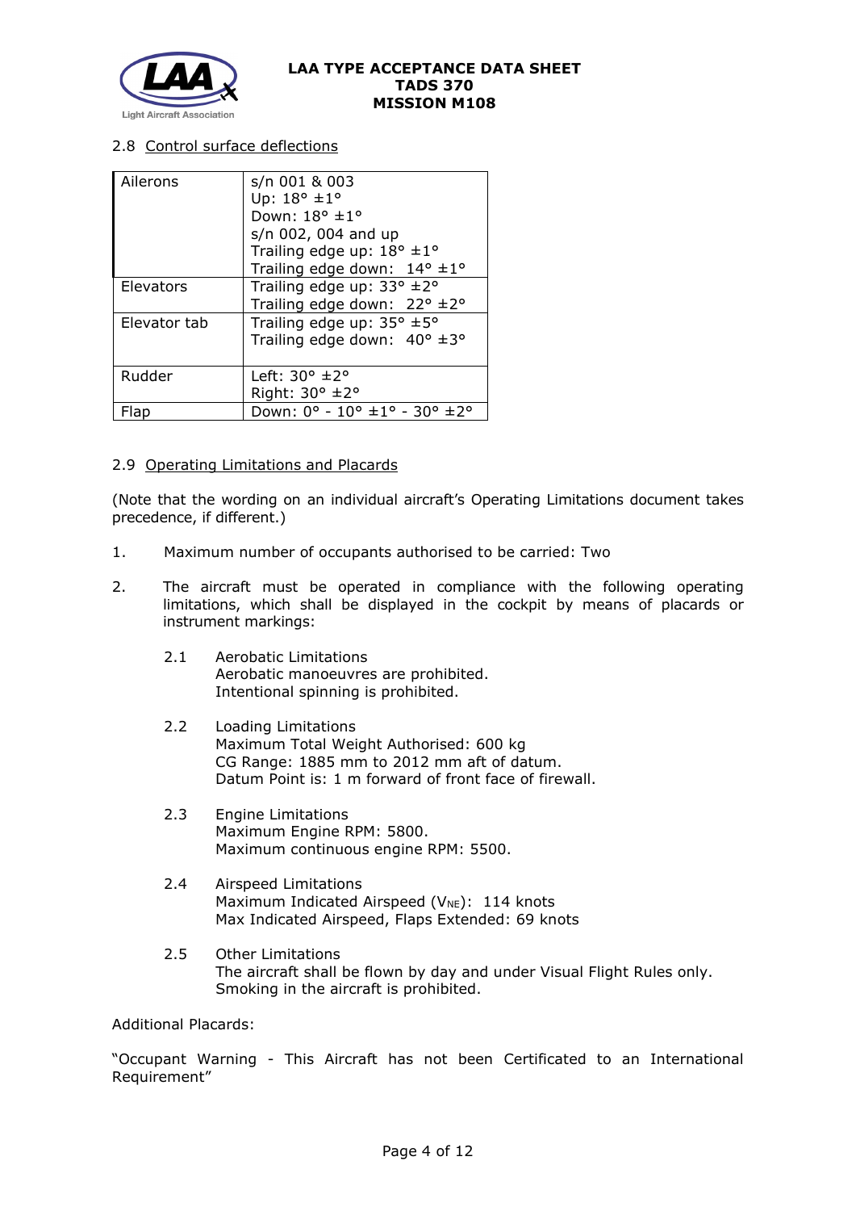### 2.8 Control surface deflections

| | |
|---|---|
| Ailerons | s/n 001 & 003<br>Up: 18° ±1°<br>Down: 18° ±1°<br>s/n 002, 004 and up<br>Trailing edge up: 18° ±1°<br>Trailing edge down: 14° ±1° |
| Elevators | Trailing edge up: 33° ±2°<br>Trailing edge down: 22° ±2° |
| Elevator tab | Trailing edge up: 35° ±5°<br>Trailing edge down: 40° ±3° |
| Rudder | Left: 30° ±2°<br>Right: 30° ±2° |
| Flap | Down: 0° - 10° ±1° - 30° ±2° |

### 2.9 Operating Limitations and Placards

(Note that the wording on an individual aircraft's Operating Limitations document takes precedence, if different.)

1. Maximum number of occupants authorised to be carried: Two

2. The aircraft must be operated in compliance with the following operating limitations, which shall be displayed in the cockpit by means of placards or instrument markings:

   2.1 Aerobatic Limitations
   Aerobatic manoeuvres are prohibited.
   Intentional spinning is prohibited.

   2.2 Loading Limitations
   Maximum Total Weight Authorised: 600 kg
   CG Range: 1885 mm to 2012 mm aft of datum.
   Datum Point is: 1 m forward of front face of firewall.

   2.3 Engine Limitations
   Maximum Engine RPM: 5800.
   Maximum continuous engine RPM: 5500.

   2.4 Airspeed Limitations
   Maximum Indicated Airspeed ($V_{NE}$): 114 knots
   Max Indicated Airspeed, Flaps Extended: 69 knots

   2.5 Other Limitations
   The aircraft shall be flown by day and under Visual Flight Rules only.
   Smoking in the aircraft is prohibited.

Additional Placards:

"Occupant Warning - This Aircraft has not been Certificated to an International Requirement"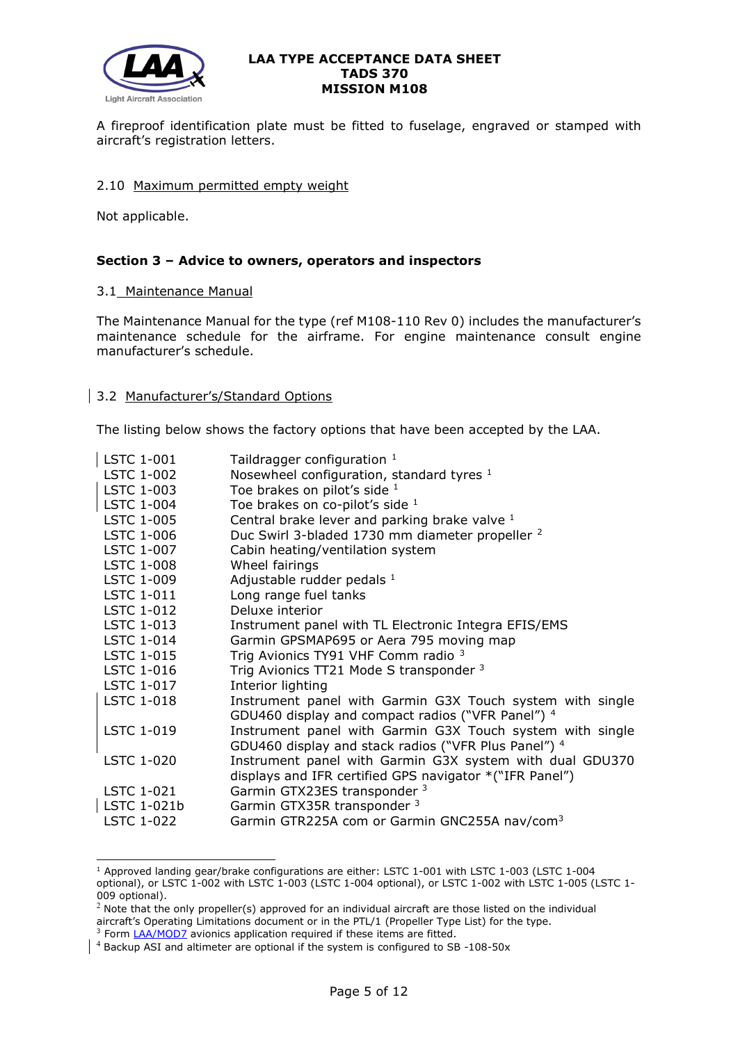A fireproof identification plate must be fitted to fuselage, engraved or stamped with aircraft's registration letters.

### 2.10 Maximum permitted empty weight

Not applicable.

## Section 3 – Advice to owners, operators and inspectors

### 3.1 Maintenance Manual

The Maintenance Manual for the type (ref M108-110 Rev 0) includes the manufacturer's maintenance schedule for the airframe. For engine maintenance consult engine manufacturer's schedule.

### 3.2 Manufacturer's/Standard Options

The listing below shows the factory options that have been accepted by the LAA.

| | |
|---|---|
| LSTC 1-001 | Taildragger configuration [1] |
| LSTC 1-002 | Nosewheel configuration, standard tyres [1] |
| LSTC 1-003 | Toe brakes on pilot's side [1] |
| LSTC 1-004 | Toe brakes on co-pilot's side [1] |
| LSTC 1-005 | Central brake lever and parking brake valve [1] |
| LSTC 1-006 | Duc Swirl 3-bladed 1730 mm diameter propeller [2] |
| LSTC 1-007 | Cabin heating/ventilation system |
| LSTC 1-008 | Wheel fairings |
| LSTC 1-009 | Adjustable rudder pedals [1] |
| LSTC 1-011 | Long range fuel tanks |
| LSTC 1-012 | Deluxe interior |
| LSTC 1-013 | Instrument panel with TL Electronic Integra EFIS/EMS |
| LSTC 1-014 | Garmin GPSMAP695 or Aera 795 moving map |
| LSTC 1-015 | Trig Avionics TY91 VHF Comm radio [3] |
| LSTC 1-016 | Trig Avionics TT21 Mode S transponder [3] |
| LSTC 1-017 | Interior lighting |
| LSTC 1-018 | Instrument panel with Garmin G3X Touch system with single GDU460 display and compact radios ("VFR Panel") [4] |
| LSTC 1-019 | Instrument panel with Garmin G3X Touch system with single GDU460 display and stack radios ("VFR Plus Panel") [4] |
| LSTC 1-020 | Instrument panel with Garmin G3X system with dual GDU370 displays and IFR certified GPS navigator *("IFR Panel") |
| LSTC 1-021 | Garmin GTX23ES transponder [3] |
| LSTC 1-021b | Garmin GTX35R transponder [3] |
| LSTC 1-022 | Garmin GTR225A com or Garmin GNC255A nav/com[3] |

---

[1] Approved landing gear/brake configurations are either: LSTC 1-001 with LSTC 1-003 (LSTC 1-004 optional), or LSTC 1-002 with LSTC 1-003 (LSTC 1-004 optional), or LSTC 1-002 with LSTC 1-005 (LSTC 1-009 optional).

[2] Note that the only propeller(s) approved for an individual aircraft are those listed on the individual aircraft's Operating Limitations document or in the PTL/1 (Propeller Type List) for the type.

[3] Form LAA/MOD7 avionics application required if these items are fitted.

[4] Backup ASI and altimeter are optional if the system is configured to SB -108-50x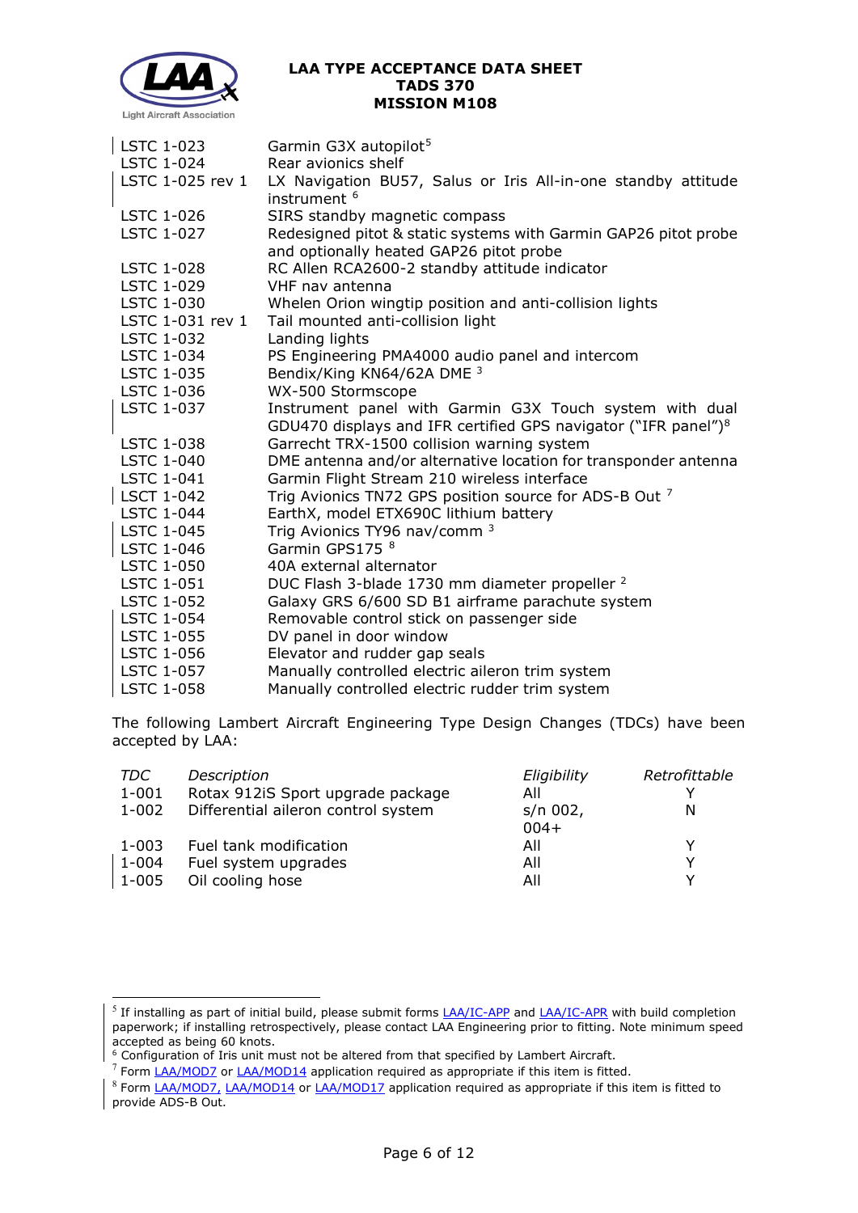| | |
|---|---|
| LSTC 1-023 | Garmin G3X autopilot[5] |
| LSTC 1-024 | Rear avionics shelf |
| LSTC 1-025 rev 1 | LX Navigation BU57, Salus or Iris All-in-one standby attitude instrument [6] |
| LSTC 1-026 | SIRS standby magnetic compass |
| LSTC 1-027 | Redesigned pitot & static systems with Garmin GAP26 pitot probe and optionally heated GAP26 pitot probe |
| LSTC 1-028 | RC Allen RCA2600-2 standby attitude indicator |
| LSTC 1-029 | VHF nav antenna |
| LSTC 1-030 | Whelen Orion wingtip position and anti-collision lights |
| LSTC 1-031 rev 1 | Tail mounted anti-collision light |
| LSTC 1-032 | Landing lights |
| LSTC 1-034 | PS Engineering PMA4000 audio panel and intercom |
| LSTC 1-035 | Bendix/King KN64/62A DME [3] |
| LSTC 1-036 | WX-500 Stormscope |
| LSTC 1-037 | Instrument panel with Garmin G3X Touch system with dual GDU470 displays and IFR certified GPS navigator ("IFR panel")[8] |
| LSTC 1-038 | Garrecht TRX-1500 collision warning system |
| LSTC 1-040 | DME antenna and/or alternative location for transponder antenna |
| LSTC 1-041 | Garmin Flight Stream 210 wireless interface |
| LSCT 1-042 | Trig Avionics TN72 GPS position source for ADS-B Out [7] |
| LSTC 1-044 | EarthX, model ETX690C lithium battery |
| LSTC 1-045 | Trig Avionics TY96 nav/comm [3] |
| LSTC 1-046 | Garmin GPS175 [8] |
| LSTC 1-050 | 40A external alternator |
| LSTC 1-051 | DUC Flash 3-blade 1730 mm diameter propeller [2] |
| LSTC 1-052 | Galaxy GRS 6/600 SD B1 airframe parachute system |
| LSTC 1-054 | Removable control stick on passenger side |
| LSTC 1-055 | DV panel in door window |
| LSTC 1-056 | Elevator and rudder gap seals |
| LSTC 1-057 | Manually controlled electric aileron trim system |
| LSTC 1-058 | Manually controlled electric rudder trim system |

The following Lambert Aircraft Engineering Type Design Changes (TDCs) have been accepted by LAA:

| *TDC* | *Description* | *Eligibility* | *Retrofittable* |
|---|---|---|---|
| 1-001 | Rotax 912iS Sport upgrade package | All | Y |
| 1-002 | Differential aileron control system | s/n 002, 004+ | N |
| 1-003 | Fuel tank modification | All | Y |
| 1-004 | Fuel system upgrades | All | Y |
| 1-005 | Oil cooling hose | All | Y |

---

[5] If installing as part of initial build, please submit forms LAA/IC-APP and LAA/IC-APR with build completion paperwork; if installing retrospectively, please contact LAA Engineering prior to fitting. Note minimum speed accepted as being 60 knots.

[6] Configuration of Iris unit must not be altered from that specified by Lambert Aircraft.

[7] Form LAA/MOD7 or LAA/MOD14 application required as appropriate if this item is fitted.

[8] Form LAA/MOD7, LAA/MOD14 or LAA/MOD17 application required as appropriate if this item is fitted to provide ADS-B Out.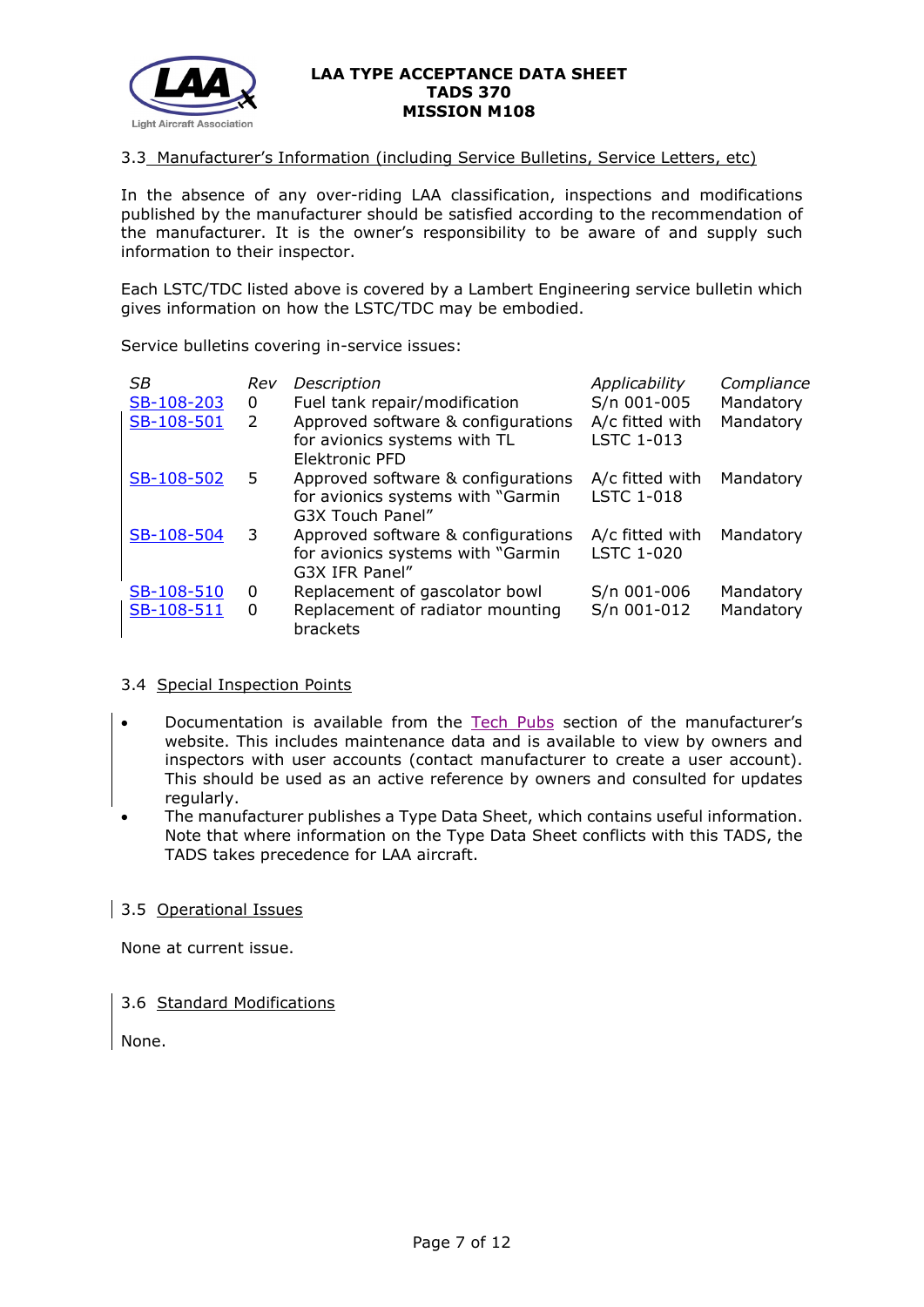### 3.3 Manufacturer's Information (including Service Bulletins, Service Letters, etc)

In the absence of any over-riding LAA classification, inspections and modifications published by the manufacturer should be satisfied according to the recommendation of the manufacturer. It is the owner's responsibility to be aware of and supply such information to their inspector.

Each LSTC/TDC listed above is covered by a Lambert Engineering service bulletin which gives information on how the LSTC/TDC may be embodied.

Service bulletins covering in-service issues:

| *SB* | *Rev* | *Description* | *Applicability* | *Compliance* |
|---|---|---|---|---|
| SB-108-203 | 0 | Fuel tank repair/modification | S/n 001-005 | Mandatory |
| SB-108-501 | 2 | Approved software & configurations for avionics systems with TL Elektronic PFD | A/c fitted with LSTC 1-013 | Mandatory |
| SB-108-502 | 5 | Approved software & configurations for avionics systems with "Garmin G3X Touch Panel" | A/c fitted with LSTC 1-018 | Mandatory |
| SB-108-504 | 3 | Approved software & configurations for avionics systems with "Garmin G3X IFR Panel" | A/c fitted with LSTC 1-020 | Mandatory |
| SB-108-510 | 0 | Replacement of gascolator bowl | S/n 001-006 | Mandatory |
| SB-108-511 | 0 | Replacement of radiator mounting brackets | S/n 001-012 | Mandatory |

### 3.4 Special Inspection Points

- Documentation is available from the Tech Pubs section of the manufacturer's website. This includes maintenance data and is available to view by owners and inspectors with user accounts (contact manufacturer to create a user account). This should be used as an active reference by owners and consulted for updates regularly.
- The manufacturer publishes a Type Data Sheet, which contains useful information. Note that where information on the Type Data Sheet conflicts with this TADS, the TADS takes precedence for LAA aircraft.

### 3.5 Operational Issues

None at current issue.

### 3.6 Standard Modifications

None.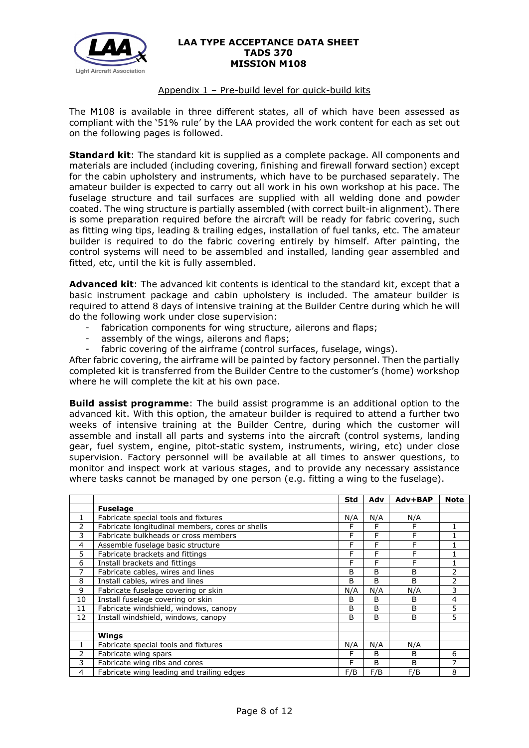## Appendix 1 – Pre-build level for quick-build kits

The M108 is available in three different states, all of which have been assessed as compliant with the '51% rule' by the LAA provided the work content for each as set out on the following pages is followed.

**Standard kit**: The standard kit is supplied as a complete package. All components and materials are included (including covering, finishing and firewall forward section) except for the cabin upholstery and instruments, which have to be purchased separately. The amateur builder is expected to carry out all work in his own workshop at his pace. The fuselage structure and tail surfaces are supplied with all welding done and powder coated. The wing structure is partially assembled (with correct built-in alignment). There is some preparation required before the aircraft will be ready for fabric covering, such as fitting wing tips, leading & trailing edges, installation of fuel tanks, etc. The amateur builder is required to do the fabric covering entirely by himself. After painting, the control systems will need to be assembled and installed, landing gear assembled and fitted, etc, until the kit is fully assembled.

**Advanced kit**: The advanced kit contents is identical to the standard kit, except that a basic instrument package and cabin upholstery is included. The amateur builder is required to attend 8 days of intensive training at the Builder Centre during which he will do the following work under close supervision:

- fabrication components for wing structure, ailerons and flaps;
- assembly of the wings, ailerons and flaps;
- fabric covering of the airframe (control surfaces, fuselage, wings).

After fabric covering, the airframe will be painted by factory personnel. Then the partially completed kit is transferred from the Builder Centre to the customer's (home) workshop where he will complete the kit at his own pace.

**Build assist programme**: The build assist programme is an additional option to the advanced kit. With this option, the amateur builder is required to attend a further two weeks of intensive training at the Builder Centre, during which the customer will assemble and install all parts and systems into the aircraft (control systems, landing gear, fuel system, engine, pitot-static system, instruments, wiring, etc) under close supervision. Factory personnel will be available at all times to answer questions, to monitor and inspect work at various stages, and to provide any necessary assistance where tasks cannot be managed by one person (e.g. fitting a wing to the fuselage).

| | | Std | Adv | Adv+BAP | Note |
|---|---|---|---|---|---|
| | **Fuselage** | | | | |
| 1 | Fabricate special tools and fixtures | N/A | N/A | N/A | |
| 2 | Fabricate longitudinal members, cores or shells | F | F | F | 1 |
| 3 | Fabricate bulkheads or cross members | F | F | F | 1 |
| 4 | Assemble fuselage basic structure | F | F | F | 1 |
| 5 | Fabricate brackets and fittings | F | F | F | 1 |
| 6 | Install brackets and fittings | F | F | F | 1 |
| 7 | Fabricate cables, wires and lines | B | B | B | 2 |
| 8 | Install cables, wires and lines | B | B | B | 2 |
| 9 | Fabricate fuselage covering or skin | N/A | N/A | N/A | 3 |
| 10 | Install fuselage covering or skin | B | B | B | 4 |
| 11 | Fabricate windshield, windows, canopy | B | B | B | 5 |
| 12 | Install windshield, windows, canopy | B | B | B | 5 |
| | | | | | |
| | **Wings** | | | | |
| 1 | Fabricate special tools and fixtures | N/A | N/A | N/A | |
| 2 | Fabricate wing spars | F | B | B | 6 |
| 3 | Fabricate wing ribs and cores | F | B | B | 7 |
| 4 | Fabricate wing leading and trailing edges | F/B | F/B | F/B | 8 |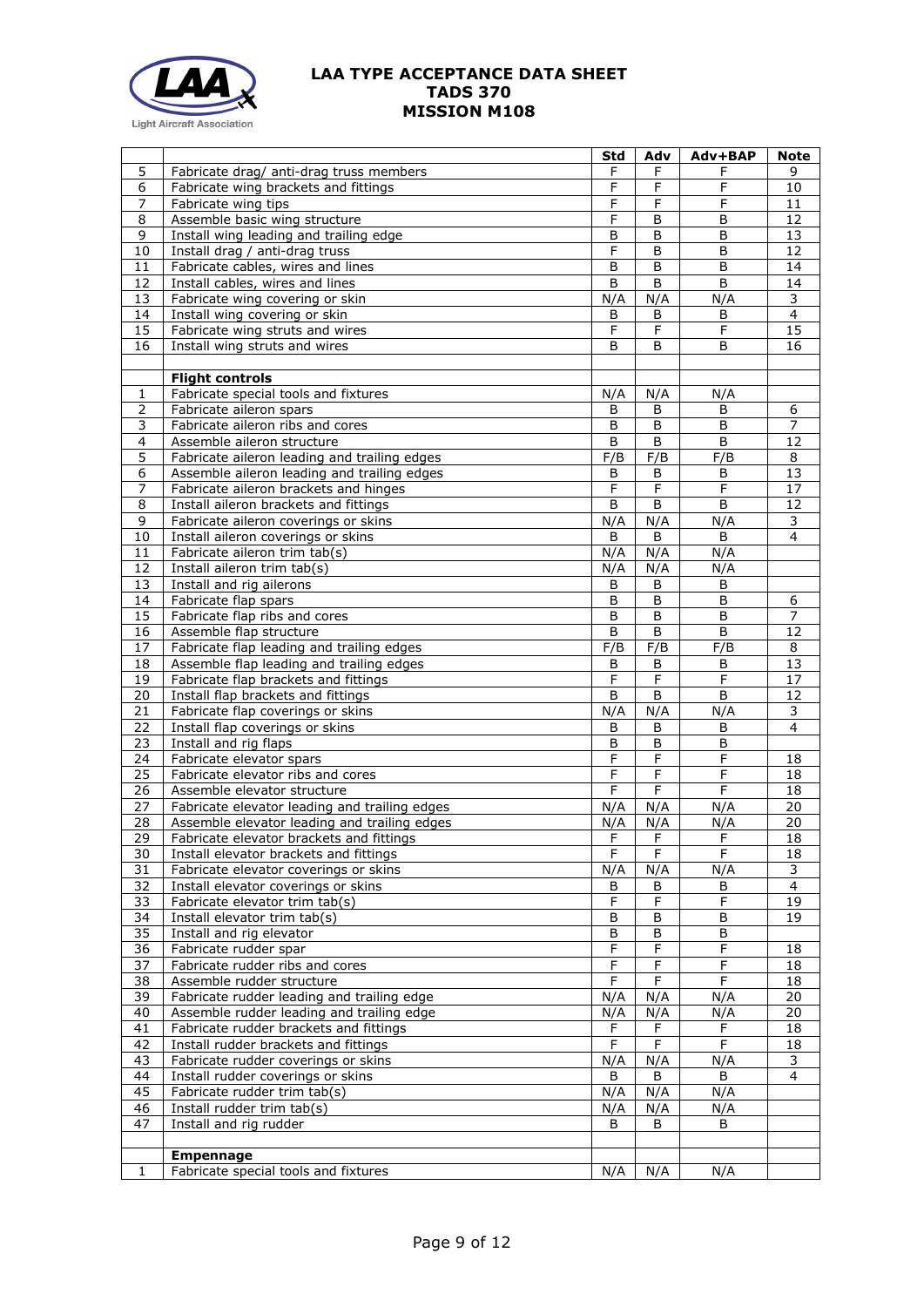|  |  | Std | Adv | Adv+BAP | Note |
|---|---|---|---|---|---|
| 5 | Fabricate drag/ anti-drag truss members | F | F | F | 9 |
| 6 | Fabricate wing brackets and fittings | F | F | F | 10 |
| 7 | Fabricate wing tips | F | F | F | 11 |
| 8 | Assemble basic wing structure | F | B | B | 12 |
| 9 | Install wing leading and trailing edge | B | B | B | 13 |
| 10 | Install drag / anti-drag truss | F | B | B | 12 |
| 11 | Fabricate cables, wires and lines | B | B | B | 14 |
| 12 | Install cables, wires and lines | B | B | B | 14 |
| 13 | Fabricate wing covering or skin | N/A | N/A | N/A | 3 |
| 14 | Install wing covering or skin | B | B | B | 4 |
| 15 | Fabricate wing struts and wires | F | F | F | 15 |
| 16 | Install wing struts and wires | B | B | B | 16 |
|  |  |  |  |  |  |
|  | **Flight controls** |  |  |  |  |
| 1 | Fabricate special tools and fixtures | N/A | N/A | N/A |  |
| 2 | Fabricate aileron spars | B | B | B | 6 |
| 3 | Fabricate aileron ribs and cores | B | B | B | 7 |
| 4 | Assemble aileron structure | B | B | B | 12 |
| 5 | Fabricate aileron leading and trailing edges | F/B | F/B | F/B | 8 |
| 6 | Assemble aileron leading and trailing edges | B | B | B | 13 |
| 7 | Fabricate aileron brackets and hinges | F | F | F | 17 |
| 8 | Install aileron brackets and fittings | B | B | B | 12 |
| 9 | Fabricate aileron coverings or skins | N/A | N/A | N/A | 3 |
| 10 | Install aileron coverings or skins | B | B | B | 4 |
| 11 | Fabricate aileron trim tab(s) | N/A | N/A | N/A |  |
| 12 | Install aileron trim tab(s) | N/A | N/A | N/A |  |
| 13 | Install and rig ailerons | B | B | B |  |
| 14 | Fabricate flap spars | B | B | B | 6 |
| 15 | Fabricate flap ribs and cores | B | B | B | 7 |
| 16 | Assemble flap structure | B | B | B | 12 |
| 17 | Fabricate flap leading and trailing edges | F/B | F/B | F/B | 8 |
| 18 | Assemble flap leading and trailing edges | B | B | B | 13 |
| 19 | Fabricate flap brackets and fittings | F | F | F | 17 |
| 20 | Install flap brackets and fittings | B | B | B | 12 |
| 21 | Fabricate flap coverings or skins | N/A | N/A | N/A | 3 |
| 22 | Install flap coverings or skins | B | B | B | 4 |
| 23 | Install and rig flaps | B | B | B |  |
| 24 | Fabricate elevator spars | F | F | F | 18 |
| 25 | Fabricate elevator ribs and cores | F | F | F | 18 |
| 26 | Assemble elevator structure | F | F | F | 18 |
| 27 | Fabricate elevator leading and trailing edges | N/A | N/A | N/A | 20 |
| 28 | Assemble elevator leading and trailing edges | N/A | N/A | N/A | 20 |
| 29 | Fabricate elevator brackets and fittings | F | F | F | 18 |
| 30 | Install elevator brackets and fittings | F | F | F | 18 |
| 31 | Fabricate elevator coverings or skins | N/A | N/A | N/A | 3 |
| 32 | Install elevator coverings or skins | B | B | B | 4 |
| 33 | Fabricate elevator trim tab(s) | F | F | F | 19 |
| 34 | Install elevator trim tab(s) | B | B | B | 19 |
| 35 | Install and rig elevator | B | B | B |  |
| 36 | Fabricate rudder spar | F | F | F | 18 |
| 37 | Fabricate rudder ribs and cores | F | F | F | 18 |
| 38 | Assemble rudder structure | F | F | F | 18 |
| 39 | Fabricate rudder leading and trailing edge | N/A | N/A | N/A | 20 |
| 40 | Assemble rudder leading and trailing edge | N/A | N/A | N/A | 20 |
| 41 | Fabricate rudder brackets and fittings | F | F | F | 18 |
| 42 | Install rudder brackets and fittings | F | F | F | 18 |
| 43 | Fabricate rudder coverings or skins | N/A | N/A | N/A | 3 |
| 44 | Install rudder coverings or skins | B | B | B | 4 |
| 45 | Fabricate rudder trim tab(s) | N/A | N/A | N/A |  |
| 46 | Install rudder trim tab(s) | N/A | N/A | N/A |  |
| 47 | Install and rig rudder | B | B | B |  |
|  |  |  |  |  |  |
|  | **Empennage** |  |  |  |  |
| 1 | Fabricate special tools and fixtures | N/A | N/A | N/A |  |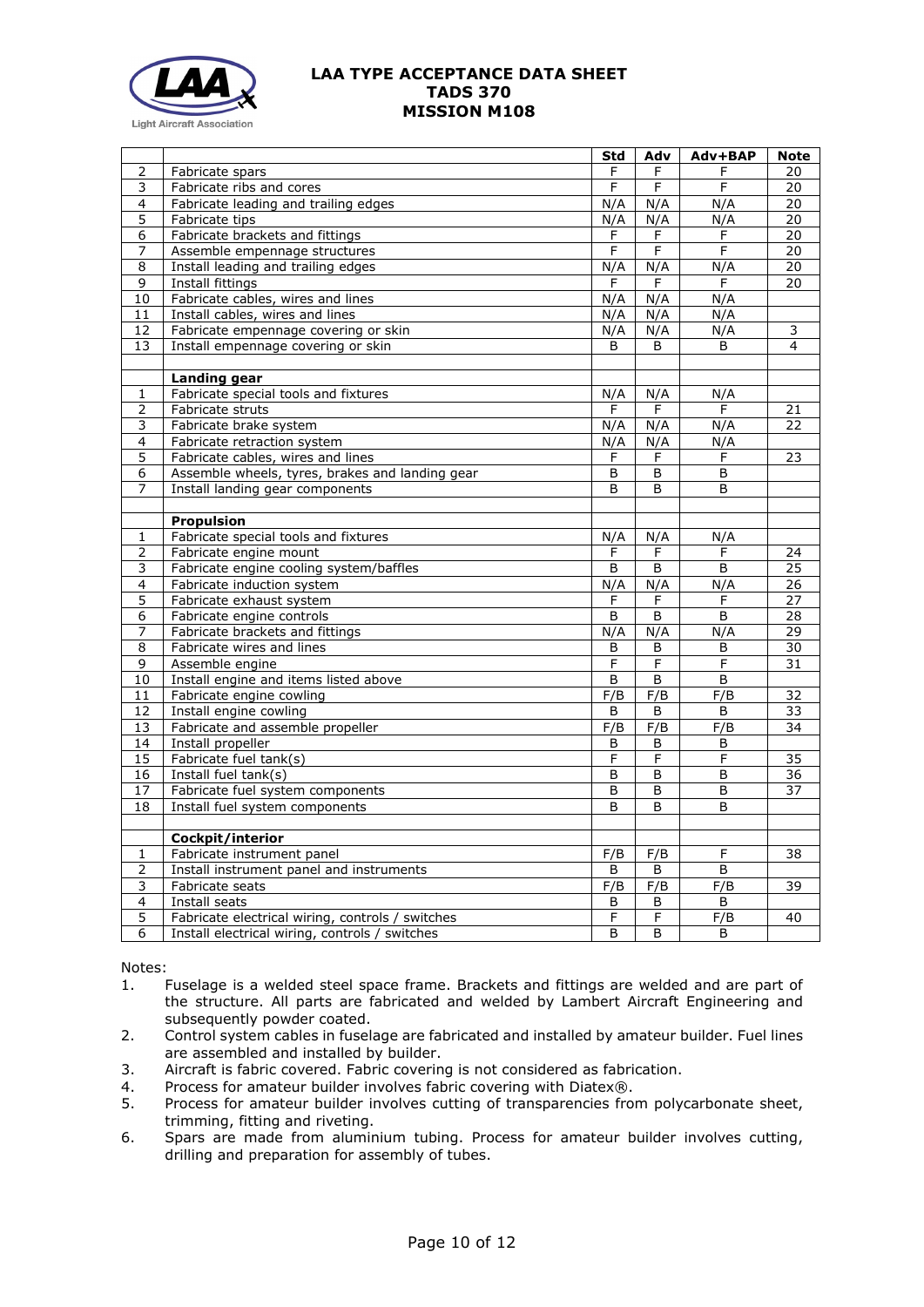|  |  | Std | Adv | Adv+BAP | Note |
|---|---|---|---|---|---|
| 2 | Fabricate spars | F | F | F | 20 |
| 3 | Fabricate ribs and cores | F | F | F | 20 |
| 4 | Fabricate leading and trailing edges | N/A | N/A | N/A | 20 |
| 5 | Fabricate tips | N/A | N/A | N/A | 20 |
| 6 | Fabricate brackets and fittings | F | F | F | 20 |
| 7 | Assemble empennage structures | F | F | F | 20 |
| 8 | Install leading and trailing edges | N/A | N/A | N/A | 20 |
| 9 | Install fittings | F | F | F | 20 |
| 10 | Fabricate cables, wires and lines | N/A | N/A | N/A |  |
| 11 | Install cables, wires and lines | N/A | N/A | N/A |  |
| 12 | Fabricate empennage covering or skin | N/A | N/A | N/A | 3 |
| 13 | Install empennage covering or skin | B | B | B | 4 |
|  |  |  |  |  |  |
|  | **Landing gear** |  |  |  |  |
| 1 | Fabricate special tools and fixtures | N/A | N/A | N/A |  |
| 2 | Fabricate struts | F | F | F | 21 |
| 3 | Fabricate brake system | N/A | N/A | N/A | 22 |
| 4 | Fabricate retraction system | N/A | N/A | N/A |  |
| 5 | Fabricate cables, wires and lines | F | F | F | 23 |
| 6 | Assemble wheels, tyres, brakes and landing gear | B | B | B |  |
| 7 | Install landing gear components | B | B | B |  |
|  |  |  |  |  |  |
|  | **Propulsion** |  |  |  |  |
| 1 | Fabricate special tools and fixtures | N/A | N/A | N/A |  |
| 2 | Fabricate engine mount | F | F | F | 24 |
| 3 | Fabricate engine cooling system/baffles | B | B | B | 25 |
| 4 | Fabricate induction system | N/A | N/A | N/A | 26 |
| 5 | Fabricate exhaust system | F | F | F | 27 |
| 6 | Fabricate engine controls | B | B | B | 28 |
| 7 | Fabricate brackets and fittings | N/A | N/A | N/A | 29 |
| 8 | Fabricate wires and lines | B | B | B | 30 |
| 9 | Assemble engine | F | F | F | 31 |
| 10 | Install engine and items listed above | B | B | B |  |
| 11 | Fabricate engine cowling | F/B | F/B | F/B | 32 |
| 12 | Install engine cowling | B | B | B | 33 |
| 13 | Fabricate and assemble propeller | F/B | F/B | F/B | 34 |
| 14 | Install propeller | B | B | B |  |
| 15 | Fabricate fuel tank(s) | F | F | F | 35 |
| 16 | Install fuel tank(s) | B | B | B | 36 |
| 17 | Fabricate fuel system components | B | B | B | 37 |
| 18 | Install fuel system components | B | B | B |  |
|  |  |  |  |  |  |
|  | **Cockpit/interior** |  |  |  |  |
| 1 | Fabricate instrument panel | F/B | F/B | F | 38 |
| 2 | Install instrument panel and instruments | B | B | B |  |
| 3 | Fabricate seats | F/B | F/B | F/B | 39 |
| 4 | Install seats | B | B | B |  |
| 5 | Fabricate electrical wiring, controls / switches | F | F | F/B | 40 |
| 6 | Install electrical wiring, controls / switches | B | B | B |  |

Notes:

1. Fuselage is a welded steel space frame. Brackets and fittings are welded and are part of the structure. All parts are fabricated and welded by Lambert Aircraft Engineering and subsequently powder coated.
2. Control system cables in fuselage are fabricated and installed by amateur builder. Fuel lines are assembled and installed by builder.
3. Aircraft is fabric covered. Fabric covering is not considered as fabrication.
4. Process for amateur builder involves fabric covering with Diatex®.
5. Process for amateur builder involves cutting of transparencies from polycarbonate sheet, trimming, fitting and riveting.
6. Spars are made from aluminium tubing. Process for amateur builder involves cutting, drilling and preparation for assembly of tubes.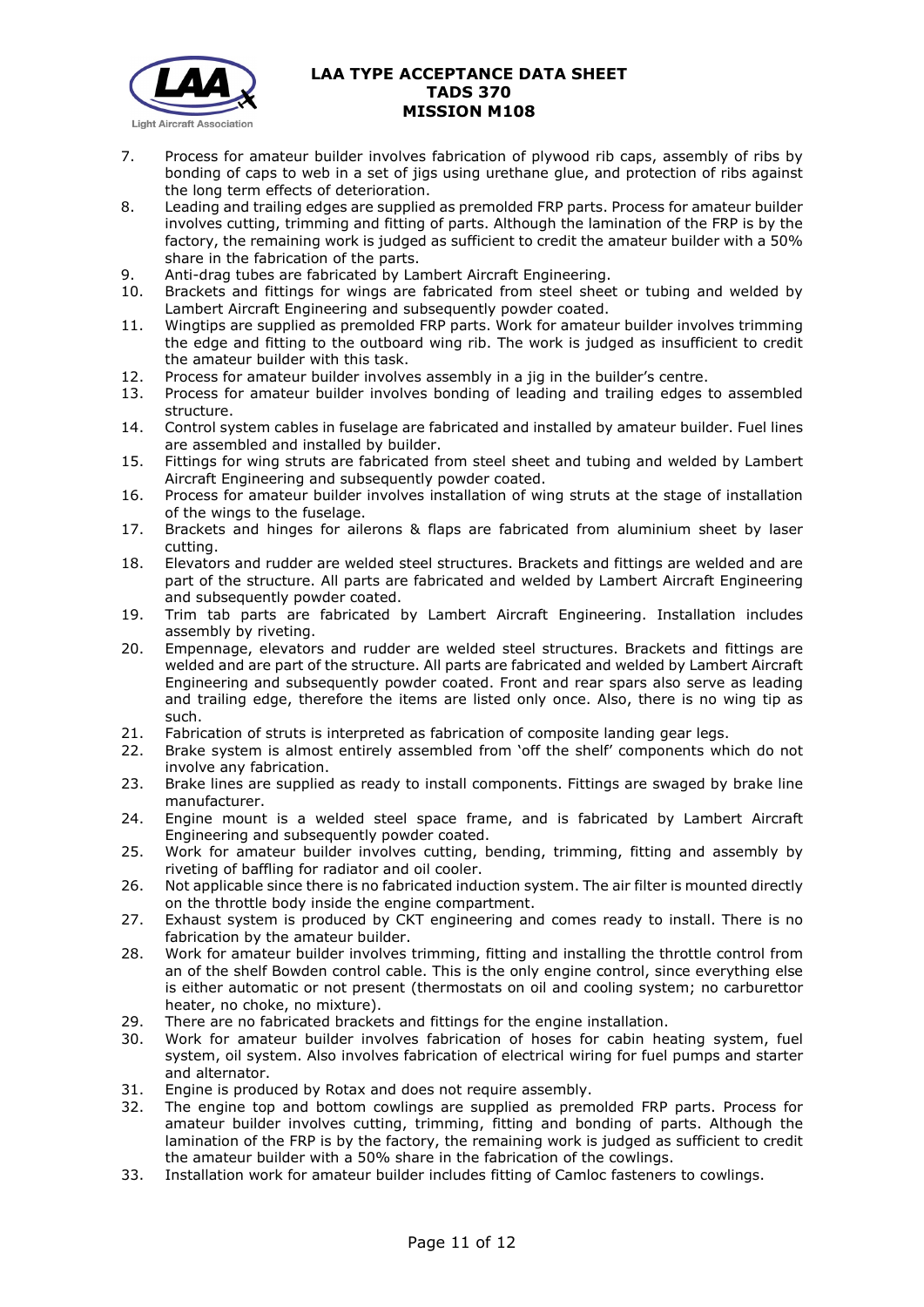7. Process for amateur builder involves fabrication of plywood rib caps, assembly of ribs by bonding of caps to web in a set of jigs using urethane glue, and protection of ribs against the long term effects of deterioration.
8. Leading and trailing edges are supplied as premolded FRP parts. Process for amateur builder involves cutting, trimming and fitting of parts. Although the lamination of the FRP is by the factory, the remaining work is judged as sufficient to credit the amateur builder with a 50% share in the fabrication of the parts.
9. Anti-drag tubes are fabricated by Lambert Aircraft Engineering.
10. Brackets and fittings for wings are fabricated from steel sheet or tubing and welded by Lambert Aircraft Engineering and subsequently powder coated.
11. Wingtips are supplied as premolded FRP parts. Work for amateur builder involves trimming the edge and fitting to the outboard wing rib. The work is judged as insufficient to credit the amateur builder with this task.
12. Process for amateur builder involves assembly in a jig in the builder's centre.
13. Process for amateur builder involves bonding of leading and trailing edges to assembled structure.
14. Control system cables in fuselage are fabricated and installed by amateur builder. Fuel lines are assembled and installed by builder.
15. Fittings for wing struts are fabricated from steel sheet and tubing and welded by Lambert Aircraft Engineering and subsequently powder coated.
16. Process for amateur builder involves installation of wing struts at the stage of installation of the wings to the fuselage.
17. Brackets and hinges for ailerons & flaps are fabricated from aluminium sheet by laser cutting.
18. Elevators and rudder are welded steel structures. Brackets and fittings are welded and are part of the structure. All parts are fabricated and welded by Lambert Aircraft Engineering and subsequently powder coated.
19. Trim tab parts are fabricated by Lambert Aircraft Engineering. Installation includes assembly by riveting.
20. Empennage, elevators and rudder are welded steel structures. Brackets and fittings are welded and are part of the structure. All parts are fabricated and welded by Lambert Aircraft Engineering and subsequently powder coated. Front and rear spars also serve as leading and trailing edge, therefore the items are listed only once. Also, there is no wing tip as such.
21. Fabrication of struts is interpreted as fabrication of composite landing gear legs.
22. Brake system is almost entirely assembled from 'off the shelf' components which do not involve any fabrication.
23. Brake lines are supplied as ready to install components. Fittings are swaged by brake line manufacturer.
24. Engine mount is a welded steel space frame, and is fabricated by Lambert Aircraft Engineering and subsequently powder coated.
25. Work for amateur builder involves cutting, bending, trimming, fitting and assembly by riveting of baffling for radiator and oil cooler.
26. Not applicable since there is no fabricated induction system. The air filter is mounted directly on the throttle body inside the engine compartment.
27. Exhaust system is produced by CKT engineering and comes ready to install. There is no fabrication by the amateur builder.
28. Work for amateur builder involves trimming, fitting and installing the throttle control from an of the shelf Bowden control cable. This is the only engine control, since everything else is either automatic or not present (thermostats on oil and cooling system; no carburettor heater, no choke, no mixture).
29. There are no fabricated brackets and fittings for the engine installation.
30. Work for amateur builder involves fabrication of hoses for cabin heating system, fuel system, oil system. Also involves fabrication of electrical wiring for fuel pumps and starter and alternator.
31. Engine is produced by Rotax and does not require assembly.
32. The engine top and bottom cowlings are supplied as premolded FRP parts. Process for amateur builder involves cutting, trimming, fitting and bonding of parts. Although the lamination of the FRP is by the factory, the remaining work is judged as sufficient to credit the amateur builder with a 50% share in the fabrication of the cowlings.
33. Installation work for amateur builder includes fitting of Camloc fasteners to cowlings.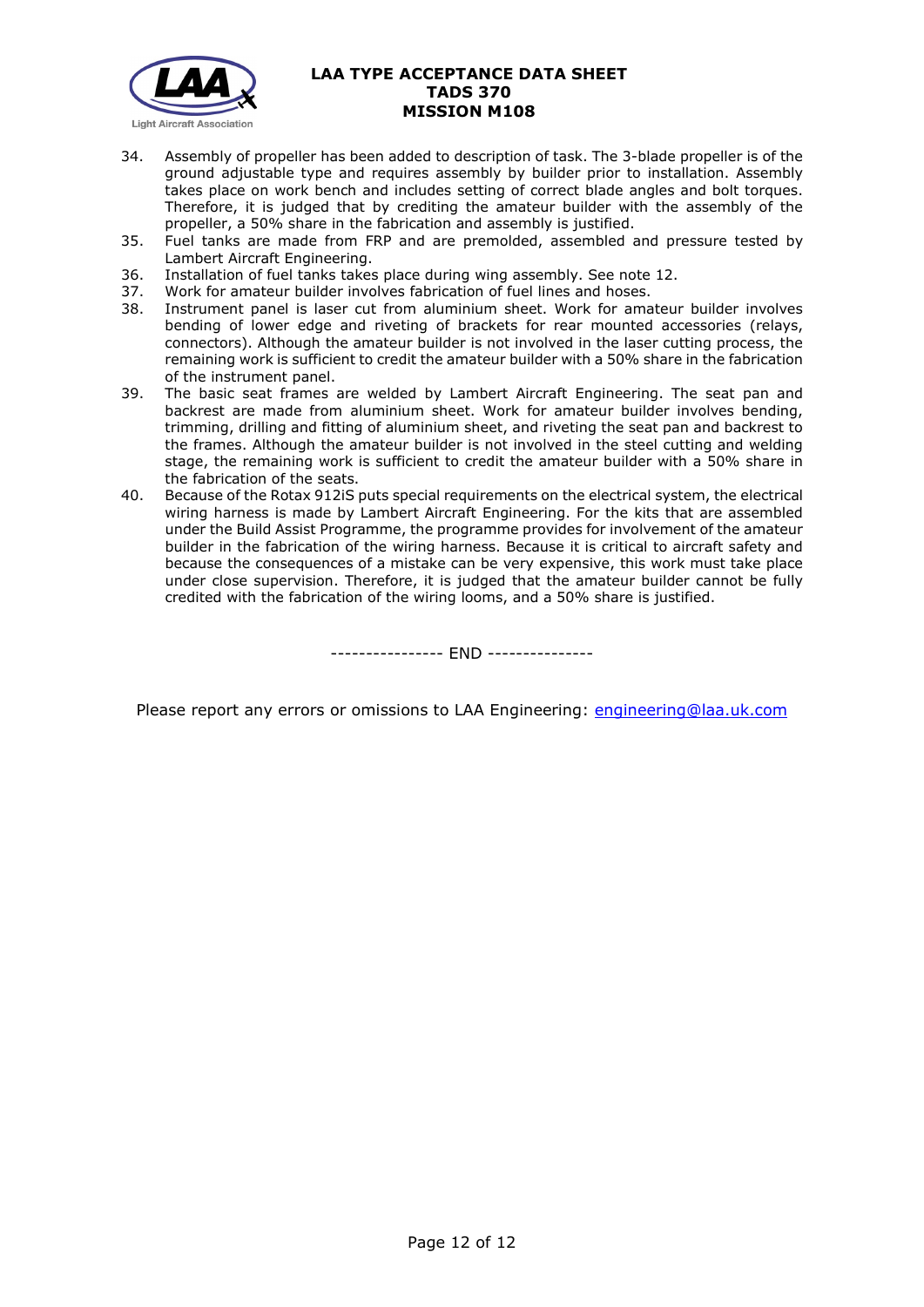34. Assembly of propeller has been added to description of task. The 3-blade propeller is of the ground adjustable type and requires assembly by builder prior to installation. Assembly takes place on work bench and includes setting of correct blade angles and bolt torques. Therefore, it is judged that by crediting the amateur builder with the assembly of the propeller, a 50% share in the fabrication and assembly is justified.
35. Fuel tanks are made from FRP and are premolded, assembled and pressure tested by Lambert Aircraft Engineering.
36. Installation of fuel tanks takes place during wing assembly. See note 12.
37. Work for amateur builder involves fabrication of fuel lines and hoses.
38. Instrument panel is laser cut from aluminium sheet. Work for amateur builder involves bending of lower edge and riveting of brackets for rear mounted accessories (relays, connectors). Although the amateur builder is not involved in the laser cutting process, the remaining work is sufficient to credit the amateur builder with a 50% share in the fabrication of the instrument panel.
39. The basic seat frames are welded by Lambert Aircraft Engineering. The seat pan and backrest are made from aluminium sheet. Work for amateur builder involves bending, trimming, drilling and fitting of aluminium sheet, and riveting the seat pan and backrest to the frames. Although the amateur builder is not involved in the steel cutting and welding stage, the remaining work is sufficient to credit the amateur builder with a 50% share in the fabrication of the seats.
40. Because of the Rotax 912iS puts special requirements on the electrical system, the electrical wiring harness is made by Lambert Aircraft Engineering. For the kits that are assembled under the Build Assist Programme, the programme provides for involvement of the amateur builder in the fabrication of the wiring harness. Because it is critical to aircraft safety and because the consequences of a mistake can be very expensive, this work must take place under close supervision. Therefore, it is judged that the amateur builder cannot be fully credited with the fabrication of the wiring looms, and a 50% share is justified.

---------------- END ---------------

Please report any errors or omissions to LAA Engineering: engineering@laa.uk.com